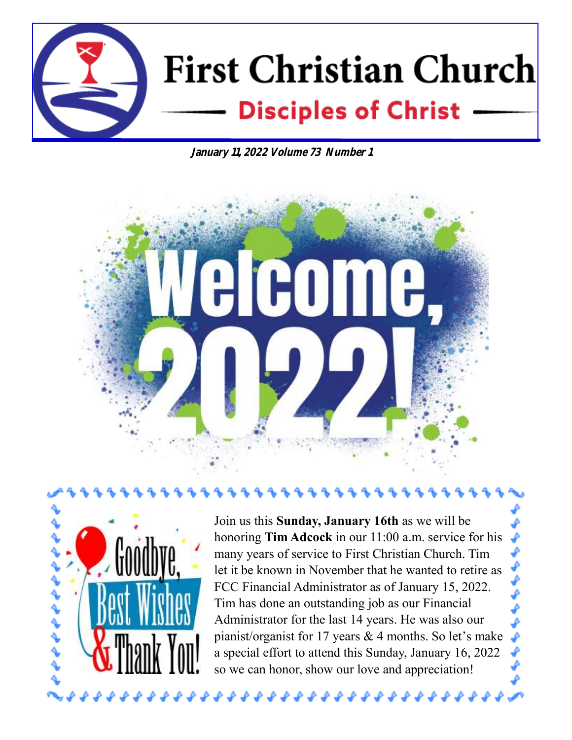# First Christian Church

## Disciples of Christ

***January 11, 2022 Volume 73 Number 1***

Welcome, 2022!

Goodbye, Best Wishes & Thank You!

Join us this **Sunday, January 16th** as we will be honoring **Tim Adcock** in our 11:00 a.m. service for his many years of service to First Christian Church. Tim let it be known in November that he wanted to retire as FCC Financial Administrator as of January 15, 2022. Tim has done an outstanding job as our Financial Administrator for the last 14 years. He was also our pianist/organist for 17 years & 4 months. So let's make a special effort to attend this Sunday, January 16, 2022 so we can honor, show our love and appreciation!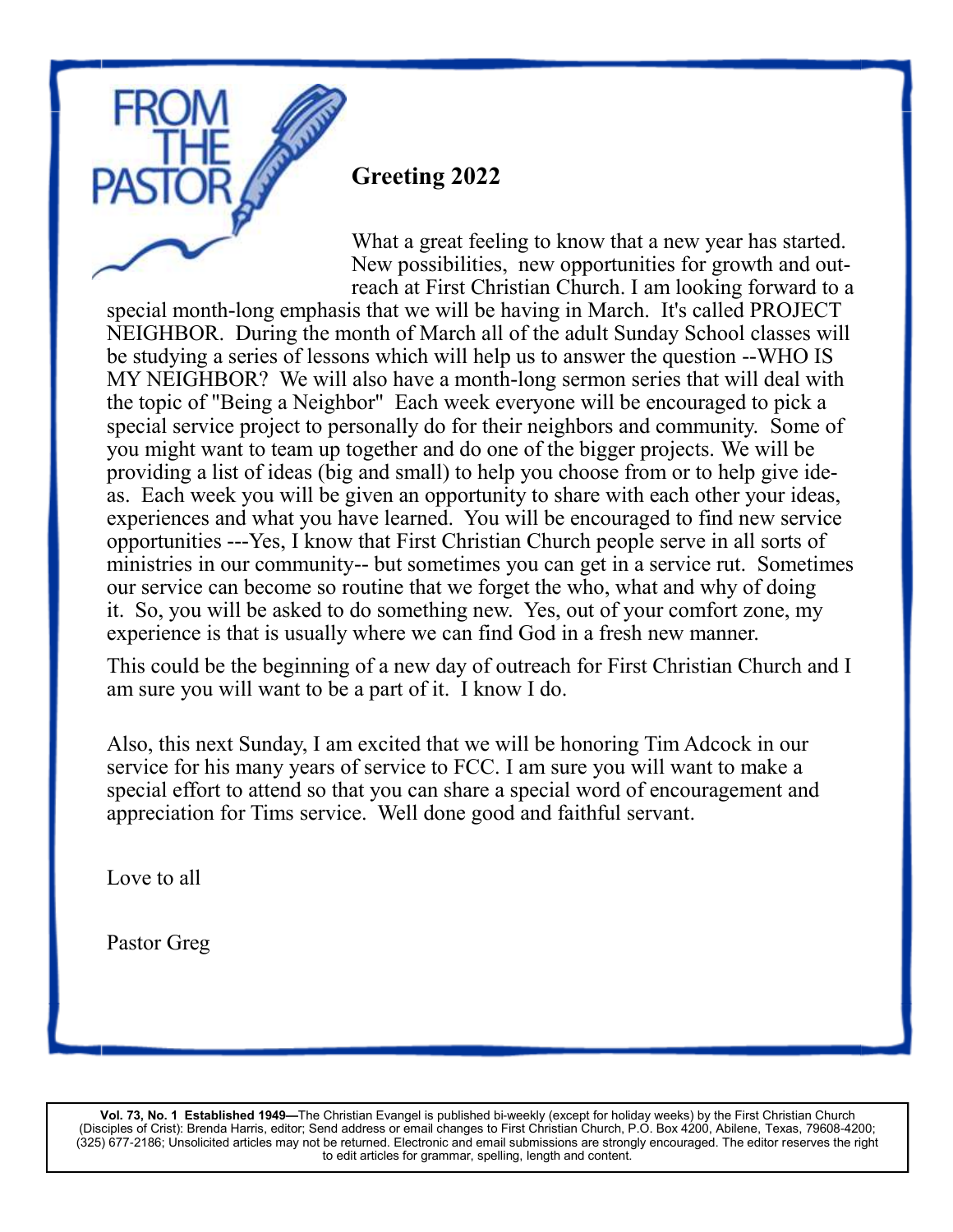FROM THE PASTOR

## Greeting 2022

What a great feeling to know that a new year has started. New possibilities, new opportunities for growth and outreach at First Christian Church. I am looking forward to a special month-long emphasis that we will be having in March. It's called PROJECT NEIGHBOR. During the month of March all of the adult Sunday School classes will be studying a series of lessons which will help us to answer the question --WHO IS MY NEIGHBOR? We will also have a month-long sermon series that will deal with the topic of "Being a Neighbor" Each week everyone will be encouraged to pick a special service project to personally do for their neighbors and community. Some of you might want to team up together and do one of the bigger projects. We will be providing a list of ideas (big and small) to help you choose from or to help give ideas. Each week you will be given an opportunity to share with each other your ideas, experiences and what you have learned. You will be encouraged to find new service opportunities ---Yes, I know that First Christian Church people serve in all sorts of ministries in our community-- but sometimes you can get in a service rut. Sometimes our service can become so routine that we forget the who, what and why of doing it. So, you will be asked to do something new. Yes, out of your comfort zone, my experience is that is usually where we can find God in a fresh new manner.

This could be the beginning of a new day of outreach for First Christian Church and I am sure you will want to be a part of it. I know I do.

Also, this next Sunday, I am excited that we will be honoring Tim Adcock in our service for his many years of service to FCC. I am sure you will want to make a special effort to attend so that you can share a special word of encouragement and appreciation for Tims service. Well done good and faithful servant.

Love to all

Pastor Greg

**Vol. 73, No. 1 Established 1949—**The Christian Evangel is published bi-weekly (except for holiday weeks) by the First Christian Church (Disciples of Crist): Brenda Harris, editor; Send address or email changes to First Christian Church, P.O. Box 4200, Abilene, Texas, 79608-4200; (325) 677-2186; Unsolicited articles may not be returned. Electronic and email submissions are strongly encouraged. The editor reserves the right to edit articles for grammar, spelling, length and content.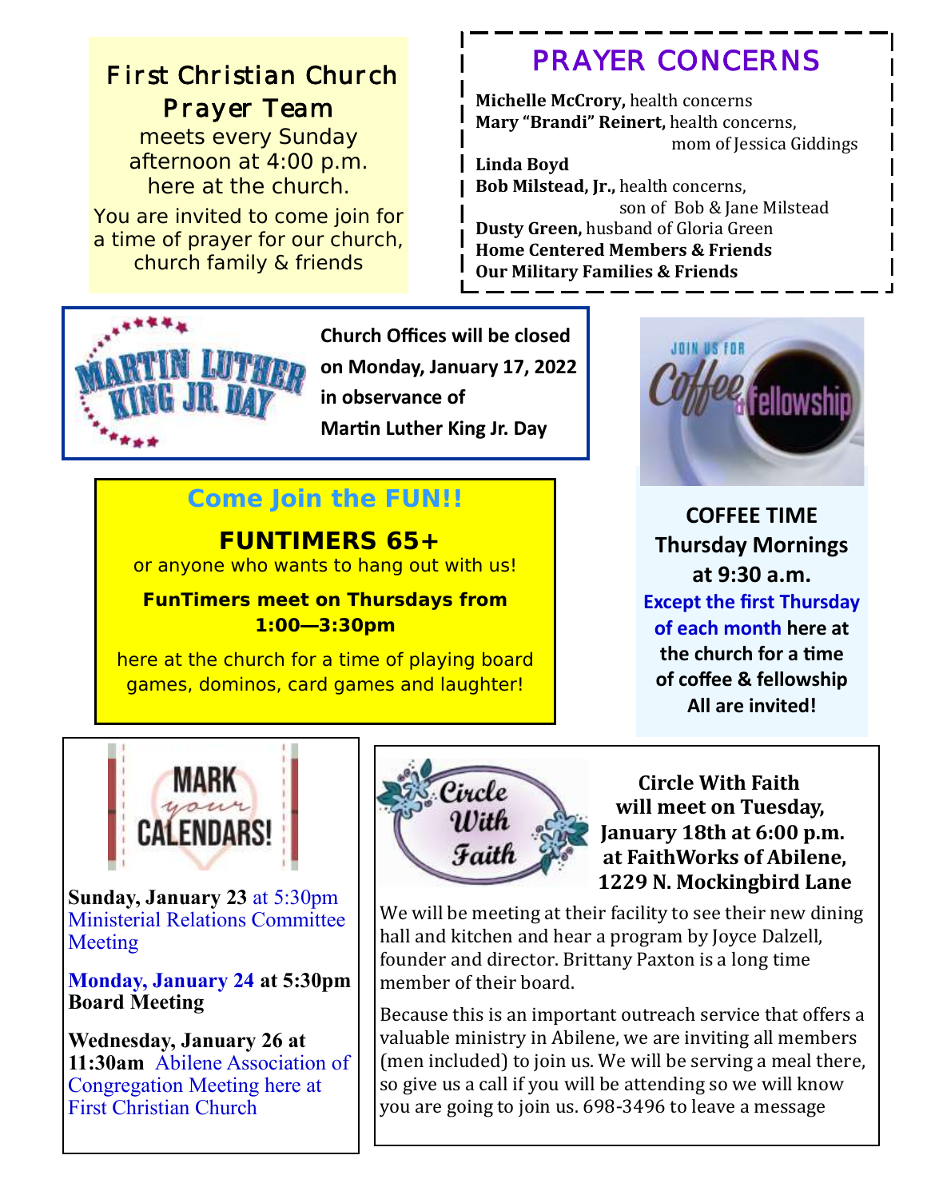## First Christian Church Prayer Team

meets every Sunday afternoon at 4:00 p.m. here at the church.

You are invited to come join for a time of prayer for our church, church family & friends

## PRAYER CONCERNS

**Michelle McCrory,** health concerns
**Mary "Brandi" Reinert,** health concerns, mom of Jessica Giddings
**Linda Boyd**
**Bob Milstead, Jr.,** health concerns, son of Bob & Jane Milstead
**Dusty Green,** husband of Gloria Green
**Home Centered Members & Friends**
**Our Military Families & Friends**

MARTIN LUTHER KING JR. DAY

**Church Offices will be closed on Monday, January 17, 2022 in observance of Martin Luther King Jr. Day**

JOIN US FOR Coffee & Fellowship

**COFFEE TIME**
**Thursday Mornings at 9:30 a.m.**
**Except the first Thursday of each month here at the church for a time of coffee & fellowship**
**All are invited!**

## Come Join the FUN!!

### FUNTIMERS 65+

or anyone who wants to hang out with us!

**FunTimers meet on Thursdays from 1:00—3:30pm**

here at the church for a time of playing board games, dominos, card games and laughter!

MARK your CALENDARS!

**Sunday, January 23** at 5:30pm Ministerial Relations Committee Meeting

**Monday, January 24 at 5:30pm Board Meeting**

**Wednesday, January 26 at 11:30am** Abilene Association of Congregation Meeting here at First Christian Church

Circle With Faith

**Circle With Faith will meet on Tuesday, January 18th at 6:00 p.m. at FaithWorks of Abilene, 1229 N. Mockingbird Lane**

We will be meeting at their facility to see their new dining hall and kitchen and hear a program by Joyce Dalzell, founder and director. Brittany Paxton is a long time member of their board.

Because this is an important outreach service that offers a valuable ministry in Abilene, we are inviting all members (men included) to join us. We will be serving a meal there, so give us a call if you will be attending so we will know you are going to join us. 698-3496 to leave a message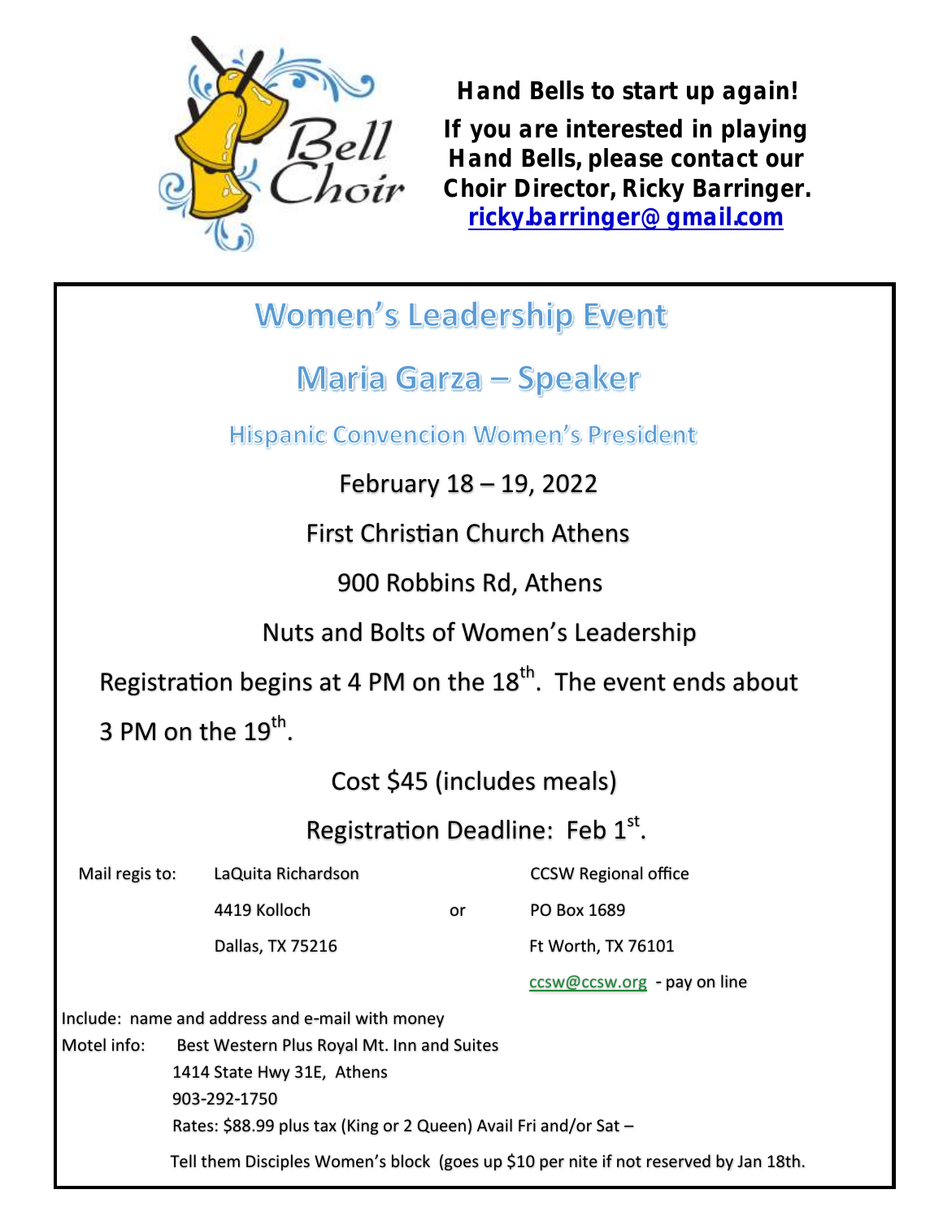Bell Choir

**Hand Bells to start up again!**

**If you are interested in playing Hand Bells, please contact our Choir Director, Ricky Barringer.**
**ricky.barringer@gmail.com**

## Women's Leadership Event

## Maria Garza – Speaker

### Hispanic Convencion Women's President

February 18 – 19, 2022

First Christian Church Athens

900 Robbins Rd, Athens

Nuts and Bolts of Women's Leadership

Registration begins at 4 PM on the 18th. The event ends about 3 PM on the 19th.

Cost $45 (includes meals)

Registration Deadline: Feb 1st.

| | | | |
|---|---|---|---|
| Mail regis to: | LaQuita Richardson | | CCSW Regional office |
| | 4419 Kolloch | or | PO Box 1689 |
| | Dallas, TX 75216 | | Ft Worth, TX 76101 |
| | | | ccsw@ccsw.org - pay on line |

Include: name and address and e-mail with money

Motel info: Best Western Plus Royal Mt. Inn and Suites
1414 State Hwy 31E, Athens
903-292-1750
Rates: $88.99 plus tax (King or 2 Queen) Avail Fri and/or Sat –
Tell them Disciples Women's block (goes up $10 per nite if not reserved by Jan 18th.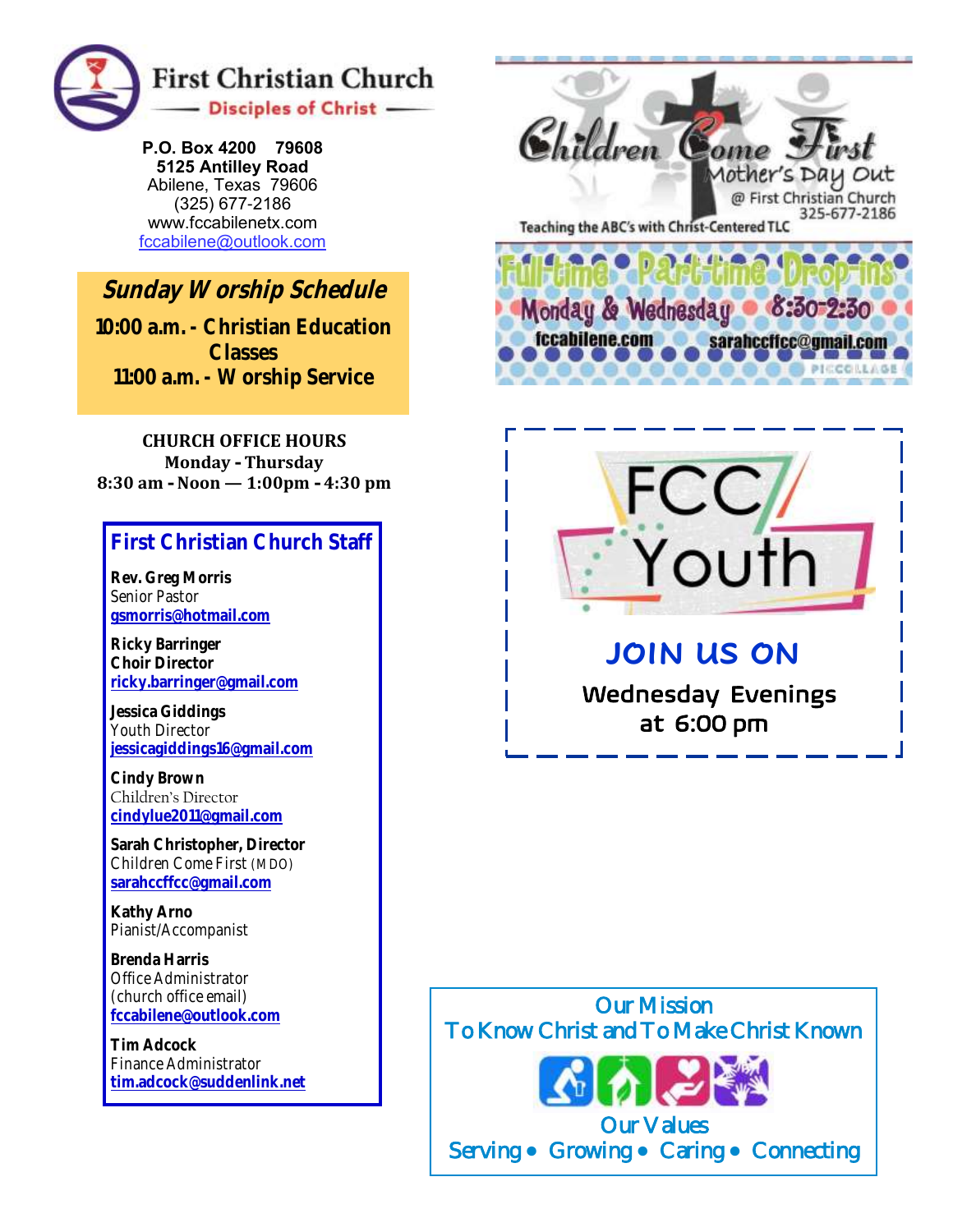# First Christian Church

**Disciples of Christ**

**P.O. Box 4200 79608**
**5125 Antilley Road**
Abilene, Texas 79606
(325) 677-2186
www.fccabilenetx.com
fccabilene@outlook.com

## *Sunday Worship Schedule*

**10:00 a.m. - Christian Education Classes**
**11:00 a.m. - Worship Service**

**CHURCH OFFICE HOURS**
**Monday - Thursday**
**8:30 am - Noon — 1:00pm - 4:30 pm**

## First Christian Church Staff

**Rev. Greg Morris**
Senior Pastor
**gsmorris@hotmail.com**

**Ricky Barringer**
**Choir Director**
**ricky.barringer@gmail.com**

**Jessica Giddings**
Youth Director
**jessicagiddings16@gmail.com**

**Cindy Brown**
Children's Director
**cindylue2011@gmail.com**

**Sarah Christopher, Director**
Children Come First (MDO)
**sarahccffcc@gmail.com**

**Kathy Arno**
Pianist/Accompanist

**Brenda Harris**
Office Administrator
(church office email)
**fccabilene@outlook.com**

**Tim Adcock**
Finance Administrator
**tim.adcock@suddenlink.net**

---

**Children Come First**
Mother's Day Out
@ First Christian Church
325-677-2186
Teaching the ABC's with Christ-Centered TLC

Full-time • Part-time • Drop-ins
Monday & Wednesday • 8:30-2:30
fccabilene.com • sarahccffcc@gmail.com

---

**FCC Youth**

**JOIN US ON**
**Wednesday Evenings at 6:00 pm**

---

**Our Mission**
**To Know Christ and To Make Christ Known**

**Our Values**
**Serving • Growing • Caring • Connecting**